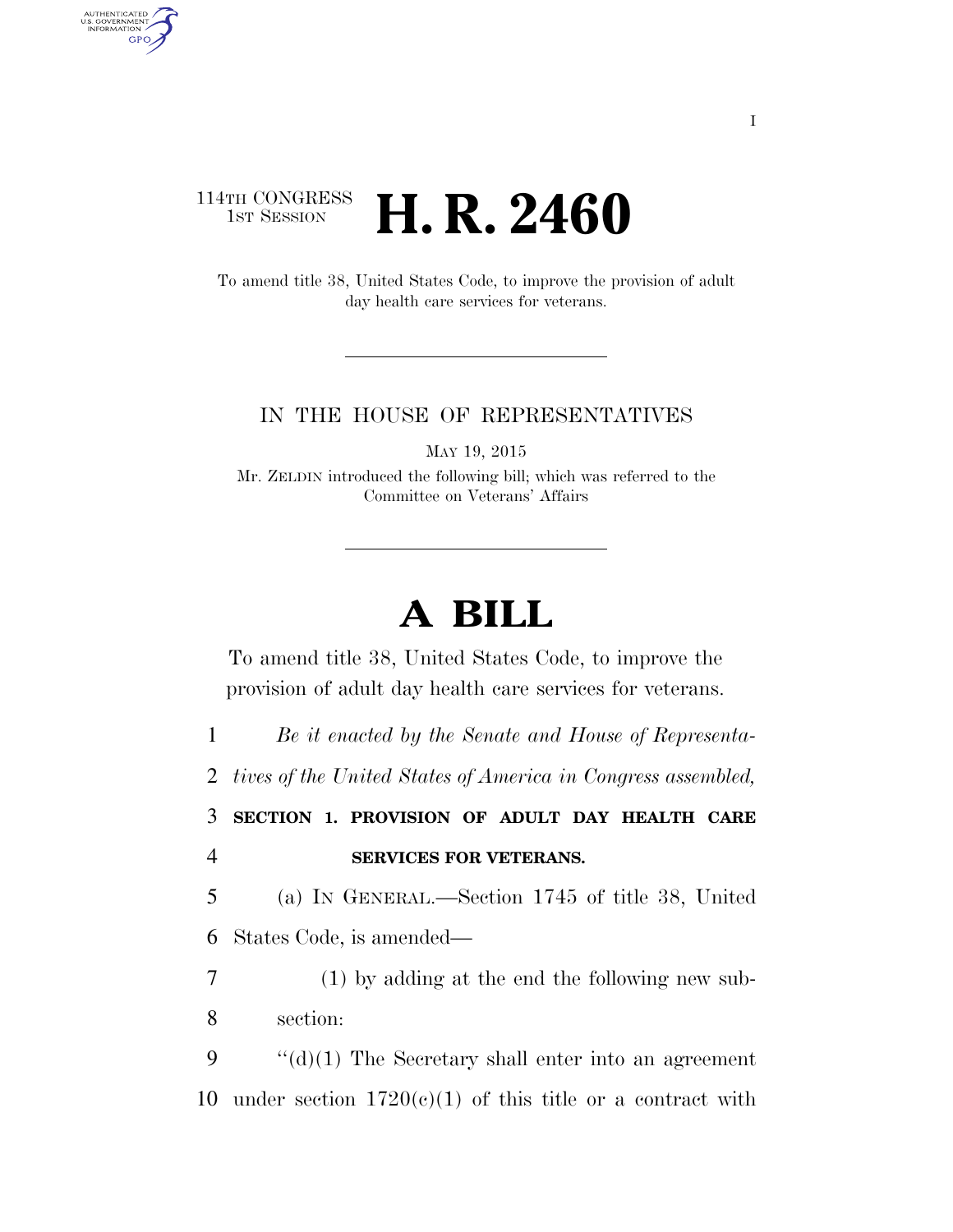114TH CONGRESS
1ST SESSION

# H. R. 2460

To amend title 38, United States Code, to improve the provision of adult day health care services for veterans.

IN THE HOUSE OF REPRESENTATIVES

MAY 19, 2015

Mr. ZELDIN introduced the following bill; which was referred to the Committee on Veterans' Affairs

# A BILL

To amend title 38, United States Code, to improve the provision of adult day health care services for veterans.

1 *Be it enacted by the Senate and House of Representa-*
2 *tives of the United States of America in Congress assembled,*

3 **SECTION 1. PROVISION OF ADULT DAY HEALTH CARE**
4 **SERVICES FOR VETERANS.**

5 (a) IN GENERAL.—Section 1745 of title 38, United
6 States Code, is amended—

7 (1) by adding at the end the following new sub-
8 section:

9 "(d)(1) The Secretary shall enter into an agreement
10 under section 1720(c)(1) of this title or a contract with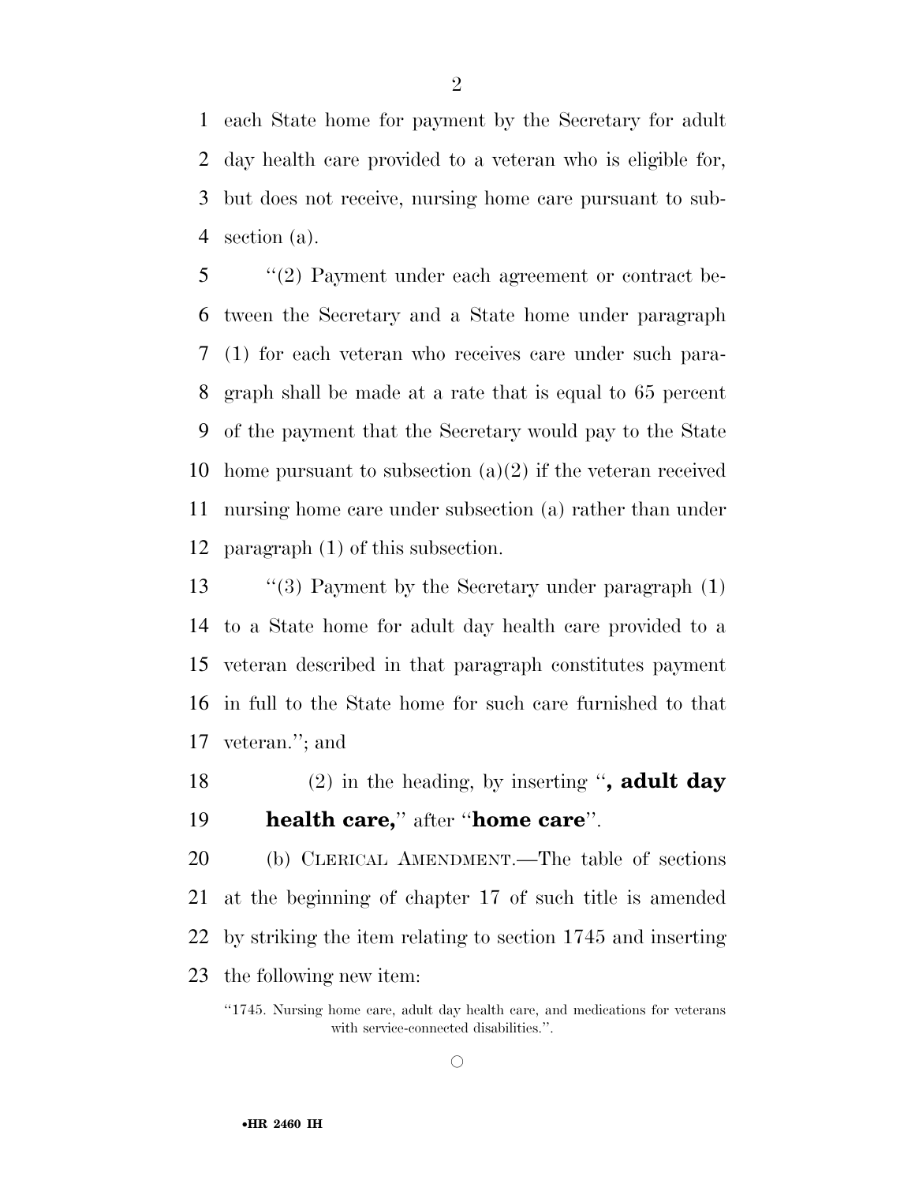each State home for payment by the Secretary for adult day health care provided to a veteran who is eligible for, but does not receive, nursing home care pursuant to subsection (a).

"(2) Payment under each agreement or contract between the Secretary and a State home under paragraph (1) for each veteran who receives care under such paragraph shall be made at a rate that is equal to 65 percent of the payment that the Secretary would pay to the State home pursuant to subsection (a)(2) if the veteran received nursing home care under subsection (a) rather than under paragraph (1) of this subsection.

"(3) Payment by the Secretary under paragraph (1) to a State home for adult day health care provided to a veteran described in that paragraph constitutes payment in full to the State home for such care furnished to that veteran."; and

(2) in the heading, by inserting "**, adult day health care,**" after "**home care**".

(b) CLERICAL AMENDMENT.—The table of sections at the beginning of chapter 17 of such title is amended by striking the item relating to section 1745 and inserting the following new item:

"1745. Nursing home care, adult day health care, and medications for veterans with service-connected disabilities.".